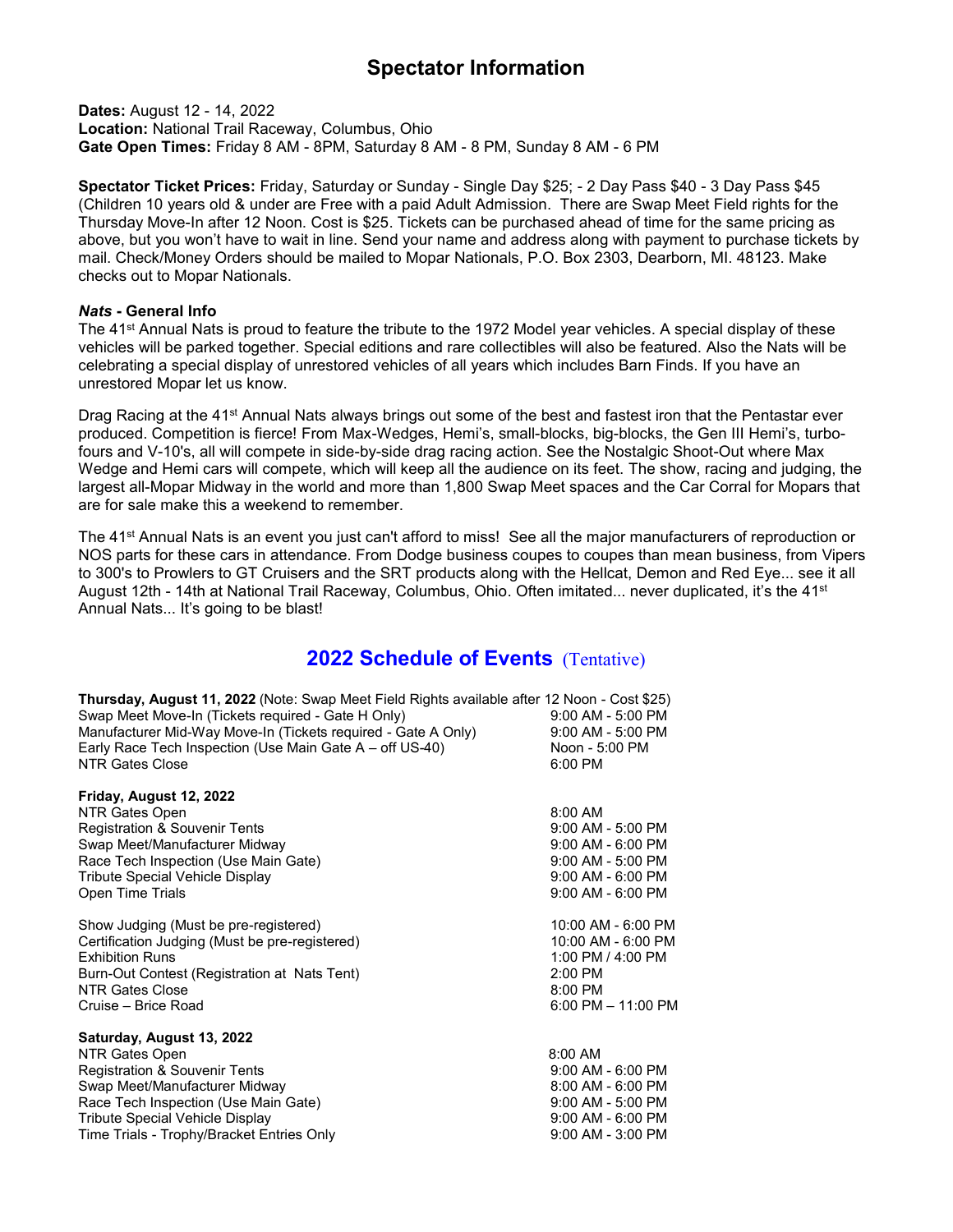# Spectator Information

**Dates:** August 12 - 14, 2022
**Location:** National Trail Raceway, Columbus, Ohio
**Gate Open Times:** Friday 8 AM - 8PM, Saturday 8 AM - 8 PM, Sunday 8 AM - 6 PM

**Spectator Ticket Prices:** Friday, Saturday or Sunday - Single Day $25; - 2 Day Pass $40 - 3 Day Pass $45 (Children 10 years old & under are Free with a paid Adult Admission. There are Swap Meet Field rights for the Thursday Move-In after 12 Noon. Cost is $25. Tickets can be purchased ahead of time for the same pricing as above, but you won't have to wait in line. Send your name and address along with payment to purchase tickets by mail. Check/Money Orders should be mailed to Mopar Nationals, P.O. Box 2303, Dearborn, MI. 48123. Make checks out to Mopar Nationals.

### *Nats* - General Info

The 41st Annual Nats is proud to feature the tribute to the 1972 Model year vehicles. A special display of these vehicles will be parked together. Special editions and rare collectibles will also be featured. Also the Nats will be celebrating a special display of unrestored vehicles of all years which includes Barn Finds. If you have an unrestored Mopar let us know.

Drag Racing at the 41st Annual Nats always brings out some of the best and fastest iron that the Pentastar ever produced. Competition is fierce! From Max-Wedges, Hemi's, small-blocks, big-blocks, the Gen III Hemi's, turbo-fours and V-10's, all will compete in side-by-side drag racing action. See the Nostalgic Shoot-Out where Max Wedge and Hemi cars will compete, which will keep all the audience on its feet. The show, racing and judging, the largest all-Mopar Midway in the world and more than 1,800 Swap Meet spaces and the Car Corral for Mopars that are for sale make this a weekend to remember.

The 41st Annual Nats is an event you just can't afford to miss! See all the major manufacturers of reproduction or NOS parts for these cars in attendance. From Dodge business coupes to coupes than mean business, from Vipers to 300's to Prowlers to GT Cruisers and the SRT products along with the Hellcat, Demon and Red Eye... see it all August 12th - 14th at National Trail Raceway, Columbus, Ohio. Often imitated... never duplicated, it's the 41st Annual Nats... It's going to be blast!

## 2022 Schedule of Events (Tentative)

**Thursday, August 11, 2022** (Note: Swap Meet Field Rights available after 12 Noon - Cost $25)

| | |
|---|---|
| Swap Meet Move-In (Tickets required - Gate H Only) | 9:00 AM - 5:00 PM |
| Manufacturer Mid-Way Move-In (Tickets required - Gate A Only) | 9:00 AM - 5:00 PM |
| Early Race Tech Inspection (Use Main Gate A – off US-40) | Noon - 5:00 PM |
| NTR Gates Close | 6:00 PM |

**Friday, August 12, 2022**

| | |
|---|---|
| NTR Gates Open | 8:00 AM |
| Registration & Souvenir Tents | 9:00 AM - 5:00 PM |
| Swap Meet/Manufacturer Midway | 9:00 AM - 6:00 PM |
| Race Tech Inspection (Use Main Gate) | 9:00 AM - 5:00 PM |
| Tribute Special Vehicle Display | 9:00 AM - 6:00 PM |
| Open Time Trials | 9:00 AM - 6:00 PM |
| Show Judging (Must be pre-registered) | 10:00 AM - 6:00 PM |
| Certification Judging (Must be pre-registered) | 10:00 AM - 6:00 PM |
| Exhibition Runs | 1:00 PM / 4:00 PM |
| Burn-Out Contest (Registration at Nats Tent) | 2:00 PM |
| NTR Gates Close | 8:00 PM |
| Cruise – Brice Road | 6:00 PM – 11:00 PM |

**Saturday, August 13, 2022**

| | |
|---|---|
| NTR Gates Open | 8:00 AM |
| Registration & Souvenir Tents | 9:00 AM - 6:00 PM |
| Swap Meet/Manufacturer Midway | 8:00 AM - 6:00 PM |
| Race Tech Inspection (Use Main Gate) | 9:00 AM - 5:00 PM |
| Tribute Special Vehicle Display | 9:00 AM - 6:00 PM |
| Time Trials - Trophy/Bracket Entries Only | 9:00 AM - 3:00 PM |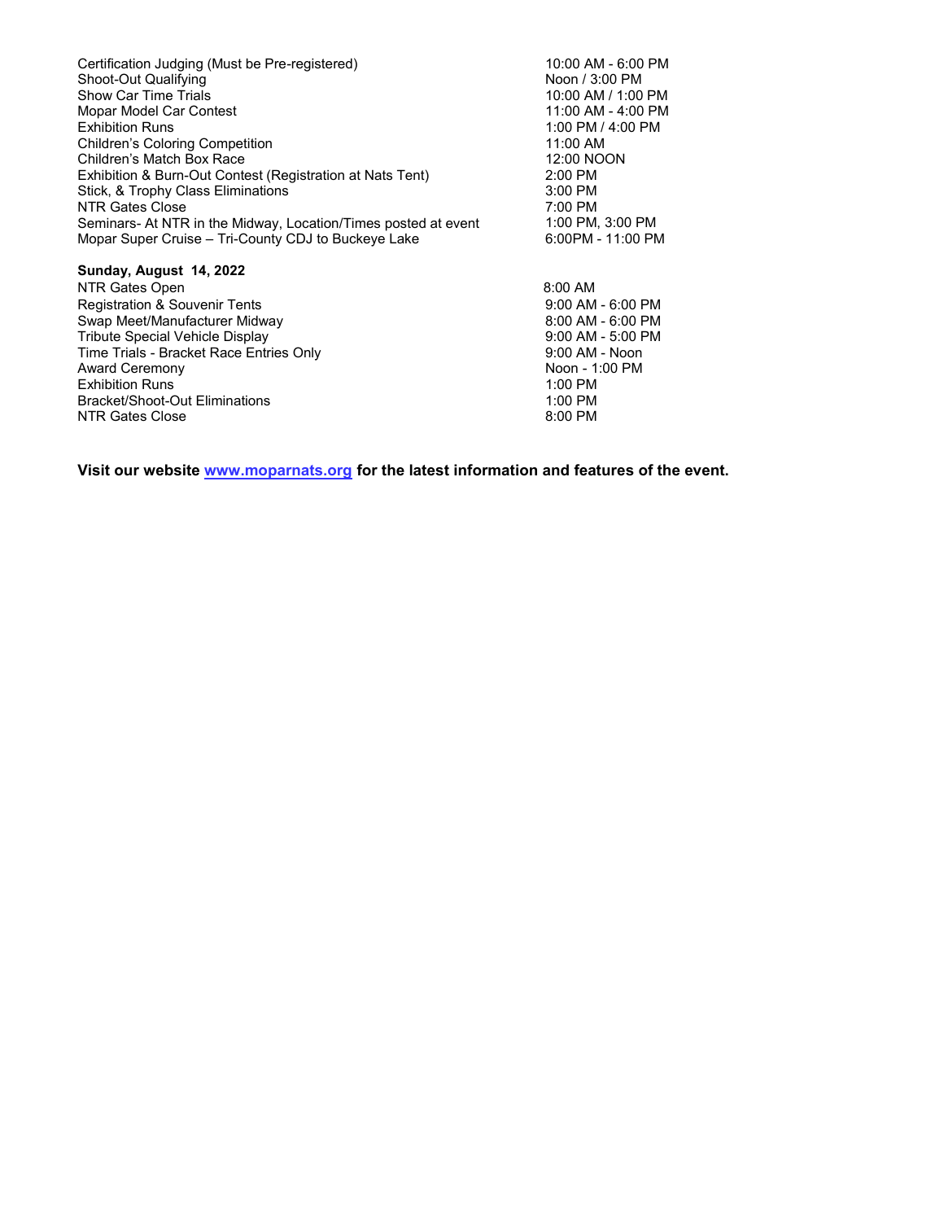| | |
|---|---|
| Certification Judging (Must be Pre-registered) | 10:00 AM - 6:00 PM |
| Shoot-Out Qualifying | Noon / 3:00 PM |
| Show Car Time Trials | 10:00 AM / 1:00 PM |
| Mopar Model Car Contest | 11:00 AM - 4:00 PM |
| Exhibition Runs | 1:00 PM / 4:00 PM |
| Children's Coloring Competition | 11:00 AM |
| Children's Match Box Race | 12:00 NOON |
| Exhibition & Burn-Out Contest (Registration at Nats Tent) | 2:00 PM |
| Stick, & Trophy Class Eliminations | 3:00 PM |
| NTR Gates Close | 7:00 PM |
| Seminars- At NTR in the Midway, Location/Times posted at event | 1:00 PM, 3:00 PM |
| Mopar Super Cruise – Tri-County CDJ to Buckeye Lake | 6:00PM - 11:00 PM |

**Sunday, August 14, 2022**

| | |
|---|---|
| NTR Gates Open | 8:00 AM |
| Registration & Souvenir Tents | 9:00 AM - 6:00 PM |
| Swap Meet/Manufacturer Midway | 8:00 AM - 6:00 PM |
| Tribute Special Vehicle Display | 9:00 AM - 5:00 PM |
| Time Trials - Bracket Race Entries Only | 9:00 AM - Noon |
| Award Ceremony | Noon - 1:00 PM |
| Exhibition Runs | 1:00 PM |
| Bracket/Shoot-Out Eliminations | 1:00 PM |
| NTR Gates Close | 8:00 PM |

**Visit our website www.moparnats.org for the latest information and features of the event.**